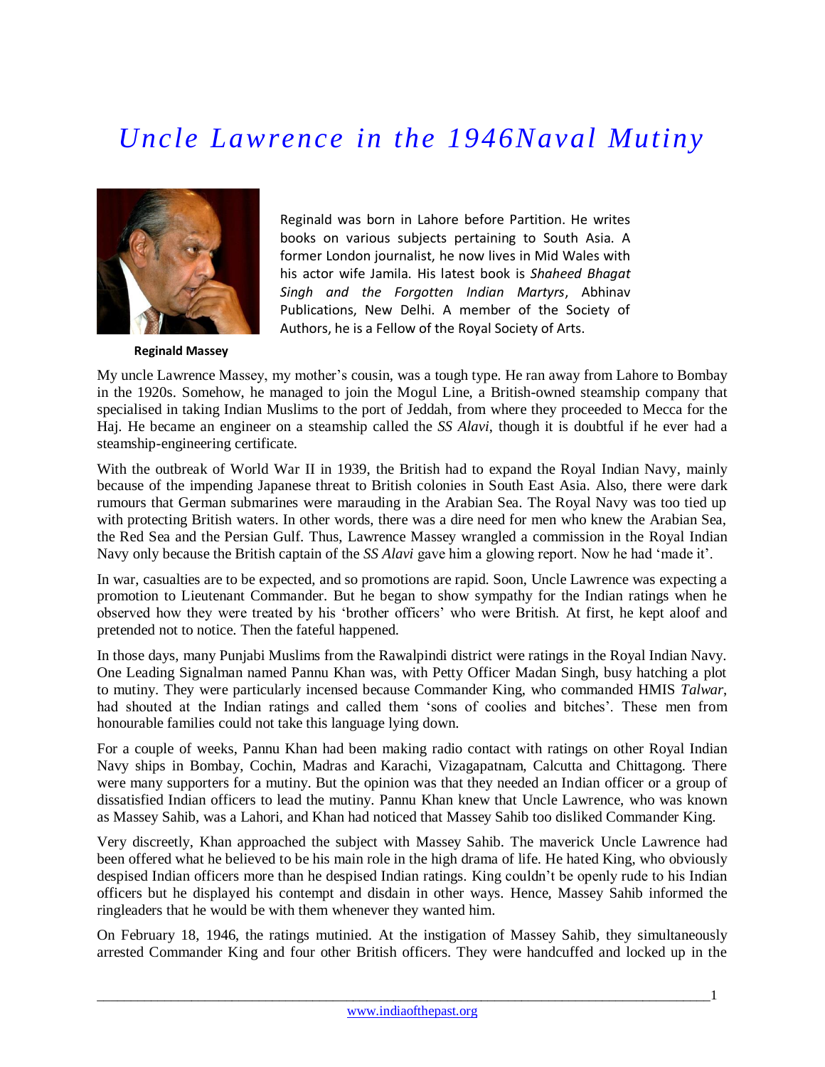# *Uncle Lawrence in the 1946Naval Mutiny*

Reginald was born in Lahore before Partition. He writes books on various subjects pertaining to South Asia. A former London journalist, he now lives in Mid Wales with his actor wife Jamila. His latest book is *Shaheed Bhagat Singh and the Forgotten Indian Martyrs*, Abhinav Publications, New Delhi. A member of the Society of Authors, he is a Fellow of the Royal Society of Arts.

**Reginald Massey**

My uncle Lawrence Massey, my mother's cousin, was a tough type. He ran away from Lahore to Bombay in the 1920s. Somehow, he managed to join the Mogul Line, a British-owned steamship company that specialised in taking Indian Muslims to the port of Jeddah, from where they proceeded to Mecca for the Haj. He became an engineer on a steamship called the *SS Alavi*, though it is doubtful if he ever had a steamship-engineering certificate.

With the outbreak of World War II in 1939, the British had to expand the Royal Indian Navy, mainly because of the impending Japanese threat to British colonies in South East Asia. Also, there were dark rumours that German submarines were marauding in the Arabian Sea. The Royal Navy was too tied up with protecting British waters. In other words, there was a dire need for men who knew the Arabian Sea, the Red Sea and the Persian Gulf. Thus, Lawrence Massey wrangled a commission in the Royal Indian Navy only because the British captain of the *SS Alavi* gave him a glowing report. Now he had 'made it'.

In war, casualties are to be expected, and so promotions are rapid. Soon, Uncle Lawrence was expecting a promotion to Lieutenant Commander. But he began to show sympathy for the Indian ratings when he observed how they were treated by his 'brother officers' who were British. At first, he kept aloof and pretended not to notice. Then the fateful happened.

In those days, many Punjabi Muslims from the Rawalpindi district were ratings in the Royal Indian Navy. One Leading Signalman named Pannu Khan was, with Petty Officer Madan Singh, busy hatching a plot to mutiny. They were particularly incensed because Commander King, who commanded HMIS *Talwar*, had shouted at the Indian ratings and called them 'sons of coolies and bitches'. These men from honourable families could not take this language lying down.

For a couple of weeks, Pannu Khan had been making radio contact with ratings on other Royal Indian Navy ships in Bombay, Cochin, Madras and Karachi, Vizagapatnam, Calcutta and Chittagong. There were many supporters for a mutiny. But the opinion was that they needed an Indian officer or a group of dissatisfied Indian officers to lead the mutiny. Pannu Khan knew that Uncle Lawrence, who was known as Massey Sahib, was a Lahori, and Khan had noticed that Massey Sahib too disliked Commander King.

Very discreetly, Khan approached the subject with Massey Sahib. The maverick Uncle Lawrence had been offered what he believed to be his main role in the high drama of life. He hated King, who obviously despised Indian officers more than he despised Indian ratings. King couldn't be openly rude to his Indian officers but he displayed his contempt and disdain in other ways. Hence, Massey Sahib informed the ringleaders that he would be with them whenever they wanted him.

On February 18, 1946, the ratings mutinied. At the instigation of Massey Sahib, they simultaneously arrested Commander King and four other British officers. They were handcuffed and locked up in the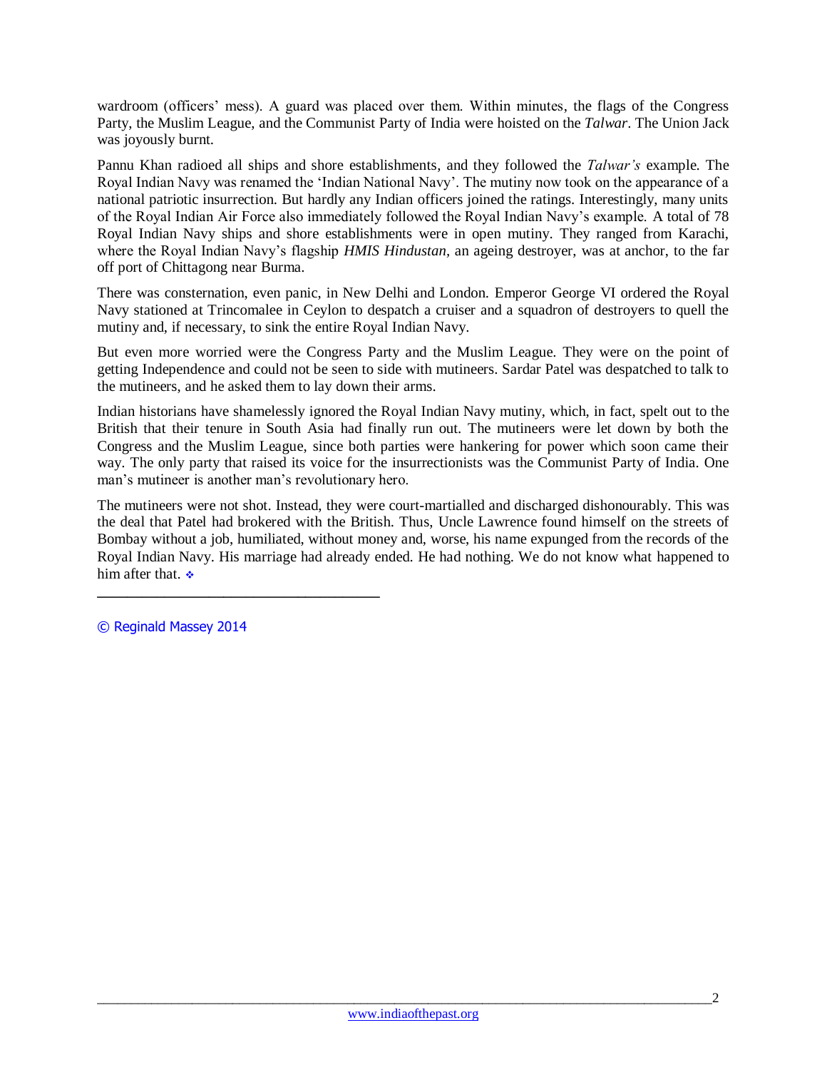wardroom (officers' mess). A guard was placed over them. Within minutes, the flags of the Congress Party, the Muslim League, and the Communist Party of India were hoisted on the *Talwar*. The Union Jack was joyously burnt.

Pannu Khan radioed all ships and shore establishments, and they followed the *Talwar's* example. The Royal Indian Navy was renamed the 'Indian National Navy'. The mutiny now took on the appearance of a national patriotic insurrection. But hardly any Indian officers joined the ratings. Interestingly, many units of the Royal Indian Air Force also immediately followed the Royal Indian Navy's example. A total of 78 Royal Indian Navy ships and shore establishments were in open mutiny. They ranged from Karachi, where the Royal Indian Navy's flagship *HMIS Hindustan*, an ageing destroyer, was at anchor, to the far off port of Chittagong near Burma.

There was consternation, even panic, in New Delhi and London. Emperor George VI ordered the Royal Navy stationed at Trincomalee in Ceylon to despatch a cruiser and a squadron of destroyers to quell the mutiny and, if necessary, to sink the entire Royal Indian Navy.

But even more worried were the Congress Party and the Muslim League. They were on the point of getting Independence and could not be seen to side with mutineers. Sardar Patel was despatched to talk to the mutineers, and he asked them to lay down their arms.

Indian historians have shamelessly ignored the Royal Indian Navy mutiny, which, in fact, spelt out to the British that their tenure in South Asia had finally run out. The mutineers were let down by both the Congress and the Muslim League, since both parties were hankering for power which soon came their way. The only party that raised its voice for the insurrectionists was the Communist Party of India. One man's mutineer is another man's revolutionary hero.

The mutineers were not shot. Instead, they were court-martialled and discharged dishonourably. This was the deal that Patel had brokered with the British. Thus, Uncle Lawrence found himself on the streets of Bombay without a job, humiliated, without money and, worse, his name expunged from the records of the Royal Indian Navy. His marriage had already ended. He had nothing. We do not know what happened to him after that. ❖

---

© Reginald Massey 2014

www.indiaofthepast.org